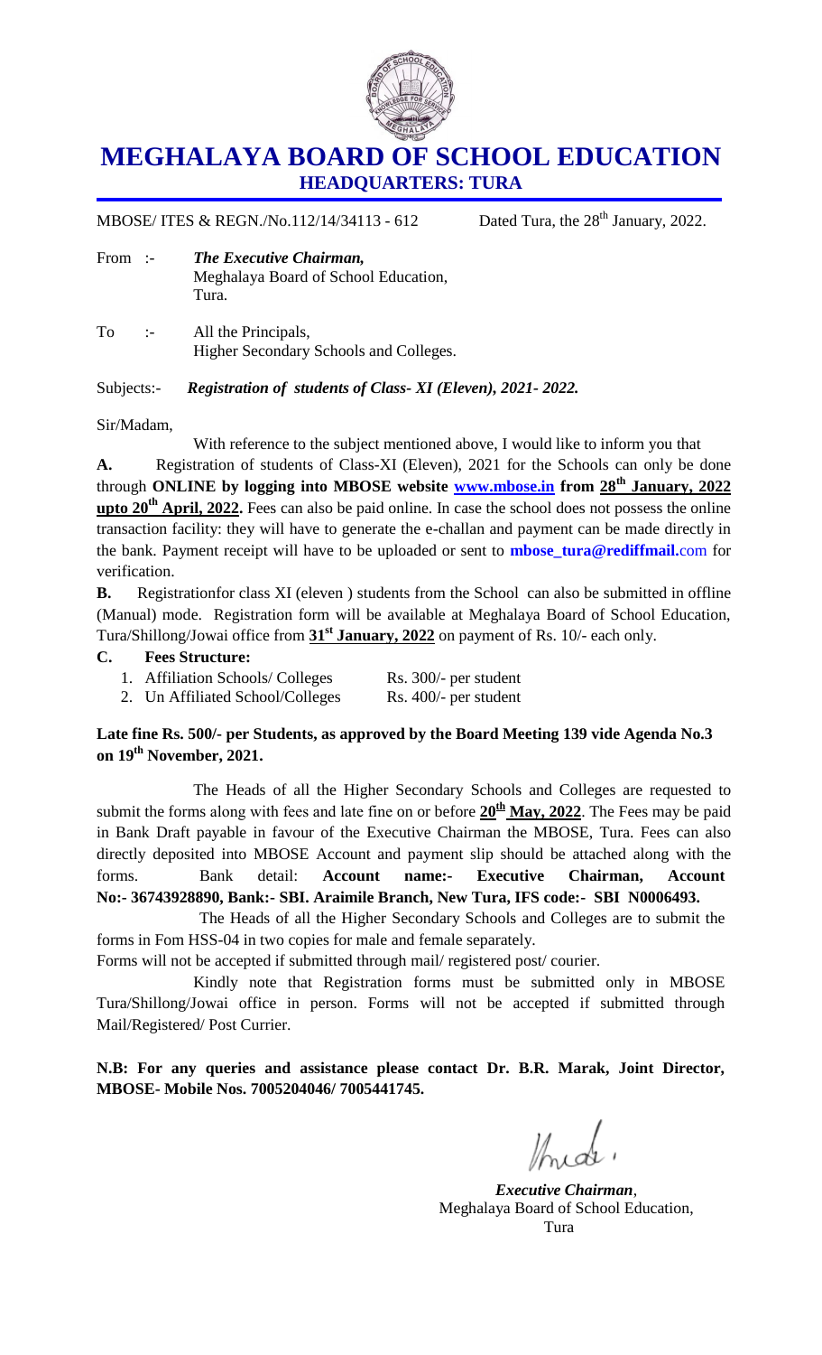# MEGHALAYA BOARD OF SCHOOL EDUCATION
## HEADQUARTERS: TURA

MBOSE/ ITES & REGN./No.112/14/34113 - 612 Dated Tura, the 28th January, 2022.

From :- ***The Executive Chairman,***
Meghalaya Board of School Education,
Tura.

To :- All the Principals,
Higher Secondary Schools and Colleges.

Subjects:- ***Registration of students of Class- XI (Eleven), 2021- 2022.***

Sir/Madam,

With reference to the subject mentioned above, I would like to inform you that

**A.** Registration of students of Class-XI (Eleven), 2021 for the Schools can only be done through **ONLINE by logging into MBOSE website www.mbose.in from 28th January, 2022 upto 20th April, 2022.** Fees can also be paid online. In case the school does not possess the online transaction facility: they will have to generate the e-challan and payment can be made directly in the bank. Payment receipt will have to be uploaded or sent to **mbose_tura@rediffmail.**com for verification.

**B.** Registrationfor class XI (eleven ) students from the School can also be submitted in offline (Manual) mode. Registration form will be available at Meghalaya Board of School Education, Tura/Shillong/Jowai office from **31st January, 2022** on payment of Rs. 10/- each only.

**C. Fees Structure:**

1. Affiliation Schools/ Colleges Rs. 300/- per student
2. Un Affiliated School/Colleges Rs. 400/- per student

**Late fine Rs. 500/- per Students, as approved by the Board Meeting 139 vide Agenda No.3 on 19th November, 2021.**

The Heads of all the Higher Secondary Schools and Colleges are requested to submit the forms along with fees and late fine on or before **20th May, 2022**. The Fees may be paid in Bank Draft payable in favour of the Executive Chairman the MBOSE, Tura. Fees can also directly deposited into MBOSE Account and payment slip should be attached along with the forms. Bank detail: **Account name:- Executive Chairman, Account No:- 36743928890, Bank:- SBI. Araimile Branch, New Tura, IFS code:- SBI N0006493.**

The Heads of all the Higher Secondary Schools and Colleges are to submit the forms in Fom HSS-04 in two copies for male and female separately.

Forms will not be accepted if submitted through mail/ registered post/ courier.

Kindly note that Registration forms must be submitted only in MBOSE Tura/Shillong/Jowai office in person. Forms will not be accepted if submitted through Mail/Registered/ Post Currier.

**N.B: For any queries and assistance please contact Dr. B.R. Marak, Joint Director, MBOSE- Mobile Nos. 7005204046/ 7005441745.**

***Executive Chairman***,
Meghalaya Board of School Education,
Tura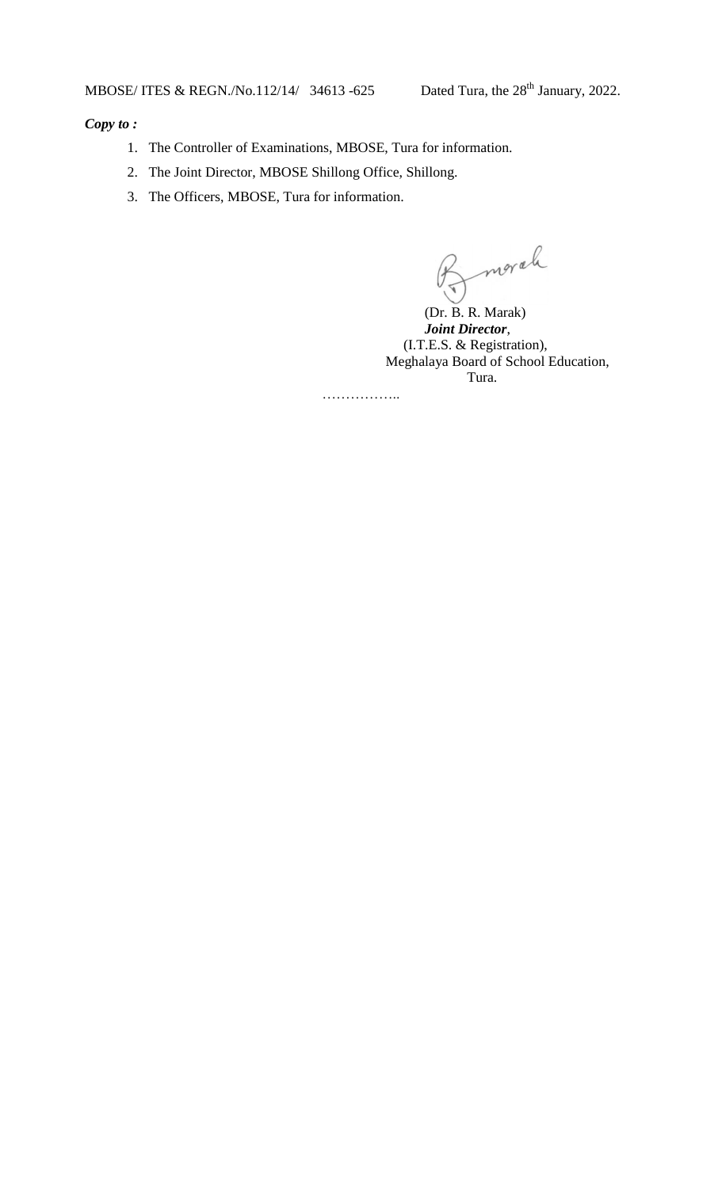MBOSE/ ITES & REGN./No.112/14/ 34613 -625 Dated Tura, the 28th January, 2022.

***Copy to :***

1. The Controller of Examinations, MBOSE, Tura for information.
2. The Joint Director, MBOSE Shillong Office, Shillong.
3. The Officers, MBOSE, Tura for information.

(Dr. B. R. Marak)
***Joint Director***,
(I.T.E.S. & Registration),
Meghalaya Board of School Education,
Tura.

……………..